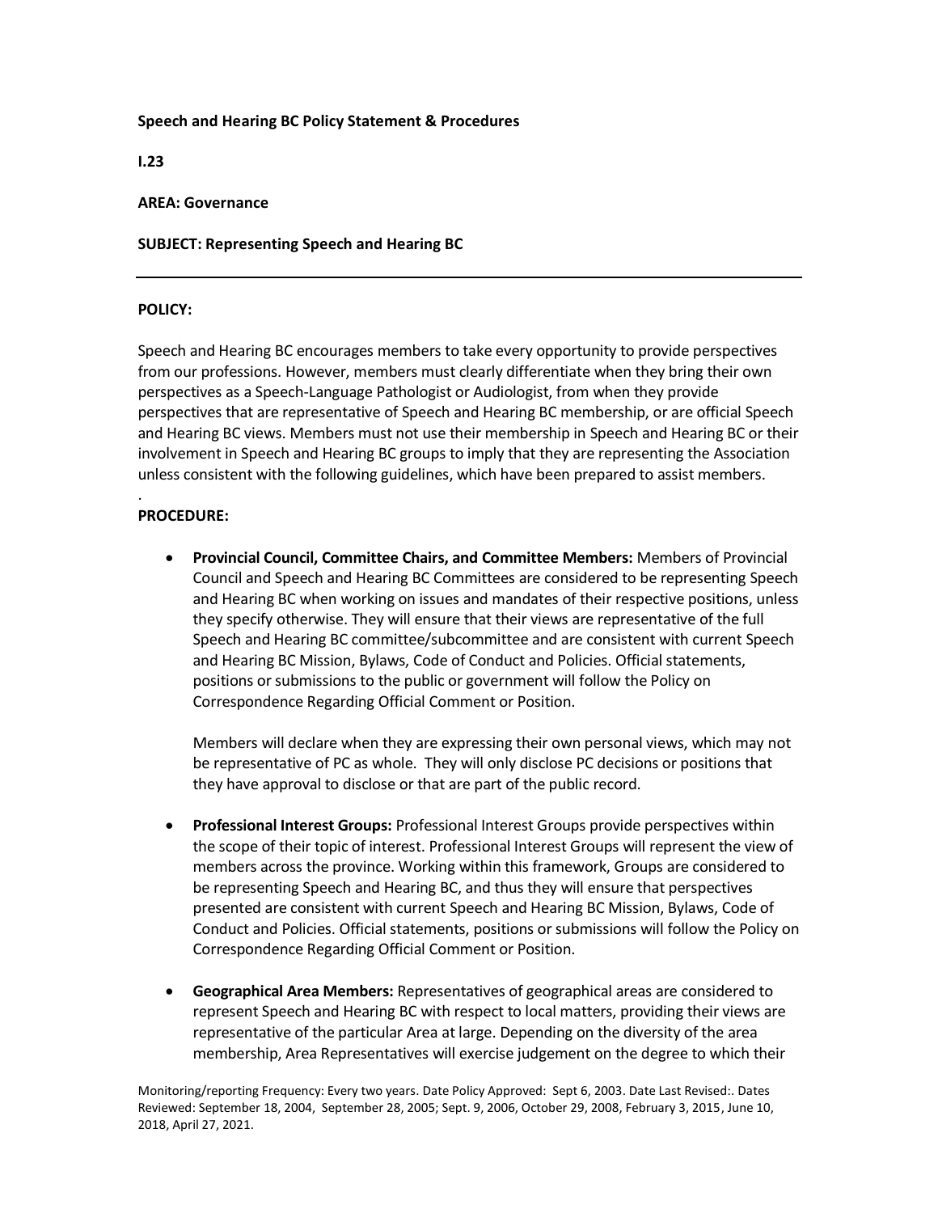**Speech and Hearing BC Policy Statement & Procedures**

**I.23**

**AREA: Governance**

**SUBJECT: Representing Speech and Hearing BC**

---

**POLICY:**

Speech and Hearing BC encourages members to take every opportunity to provide perspectives from our professions. However, members must clearly differentiate when they bring their own perspectives as a Speech-Language Pathologist or Audiologist, from when they provide perspectives that are representative of Speech and Hearing BC membership, or are official Speech and Hearing BC views. Members must not use their membership in Speech and Hearing BC or their involvement in Speech and Hearing BC groups to imply that they are representing the Association unless consistent with the following guidelines, which have been prepared to assist members.

.

**PROCEDURE:**

- **Provincial Council, Committee Chairs, and Committee Members:** Members of Provincial Council and Speech and Hearing BC Committees are considered to be representing Speech and Hearing BC when working on issues and mandates of their respective positions, unless they specify otherwise. They will ensure that their views are representative of the full Speech and Hearing BC committee/subcommittee and are consistent with current Speech and Hearing BC Mission, Bylaws, Code of Conduct and Policies. Official statements, positions or submissions to the public or government will follow the Policy on Correspondence Regarding Official Comment or Position.

  Members will declare when they are expressing their own personal views, which may not be representative of PC as whole. They will only disclose PC decisions or positions that they have approval to disclose or that are part of the public record.

- **Professional Interest Groups:** Professional Interest Groups provide perspectives within the scope of their topic of interest. Professional Interest Groups will represent the view of members across the province. Working within this framework, Groups are considered to be representing Speech and Hearing BC, and thus they will ensure that perspectives presented are consistent with current Speech and Hearing BC Mission, Bylaws, Code of Conduct and Policies. Official statements, positions or submissions will follow the Policy on Correspondence Regarding Official Comment or Position.

- **Geographical Area Members:** Representatives of geographical areas are considered to represent Speech and Hearing BC with respect to local matters, providing their views are representative of the particular Area at large. Depending on the diversity of the area membership, Area Representatives will exercise judgement on the degree to which their

Monitoring/reporting Frequency: Every two years. Date Policy Approved: Sept 6, 2003. Date Last Revised:. Dates Reviewed: September 18, 2004, September 28, 2005; Sept. 9, 2006, October 29, 2008, February 3, 2015, June 10, 2018, April 27, 2021.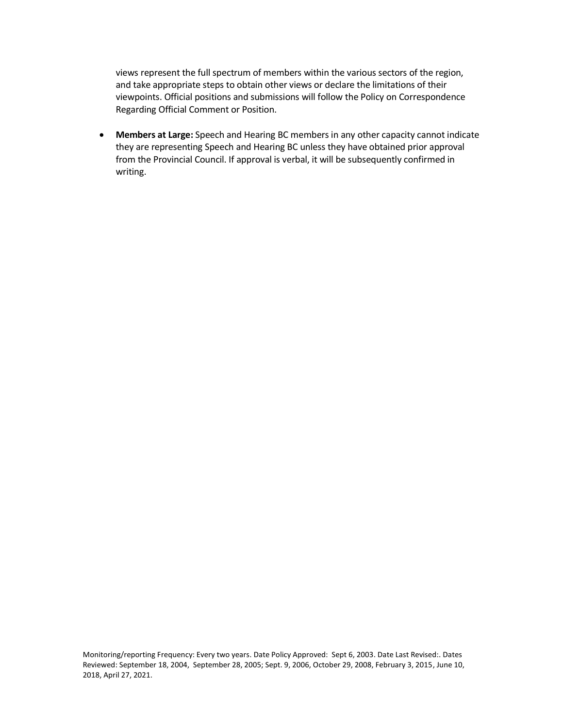views represent the full spectrum of members within the various sectors of the region, and take appropriate steps to obtain other views or declare the limitations of their viewpoints. Official positions and submissions will follow the Policy on Correspondence Regarding Official Comment or Position.

- **Members at Large:** Speech and Hearing BC members in any other capacity cannot indicate they are representing Speech and Hearing BC unless they have obtained prior approval from the Provincial Council. If approval is verbal, it will be subsequently confirmed in writing.

Monitoring/reporting Frequency: Every two years. Date Policy Approved: Sept 6, 2003. Date Last Revised:. Dates Reviewed: September 18, 2004, September 28, 2005; Sept. 9, 2006, October 29, 2008, February 3, 2015, June 10, 2018, April 27, 2021.